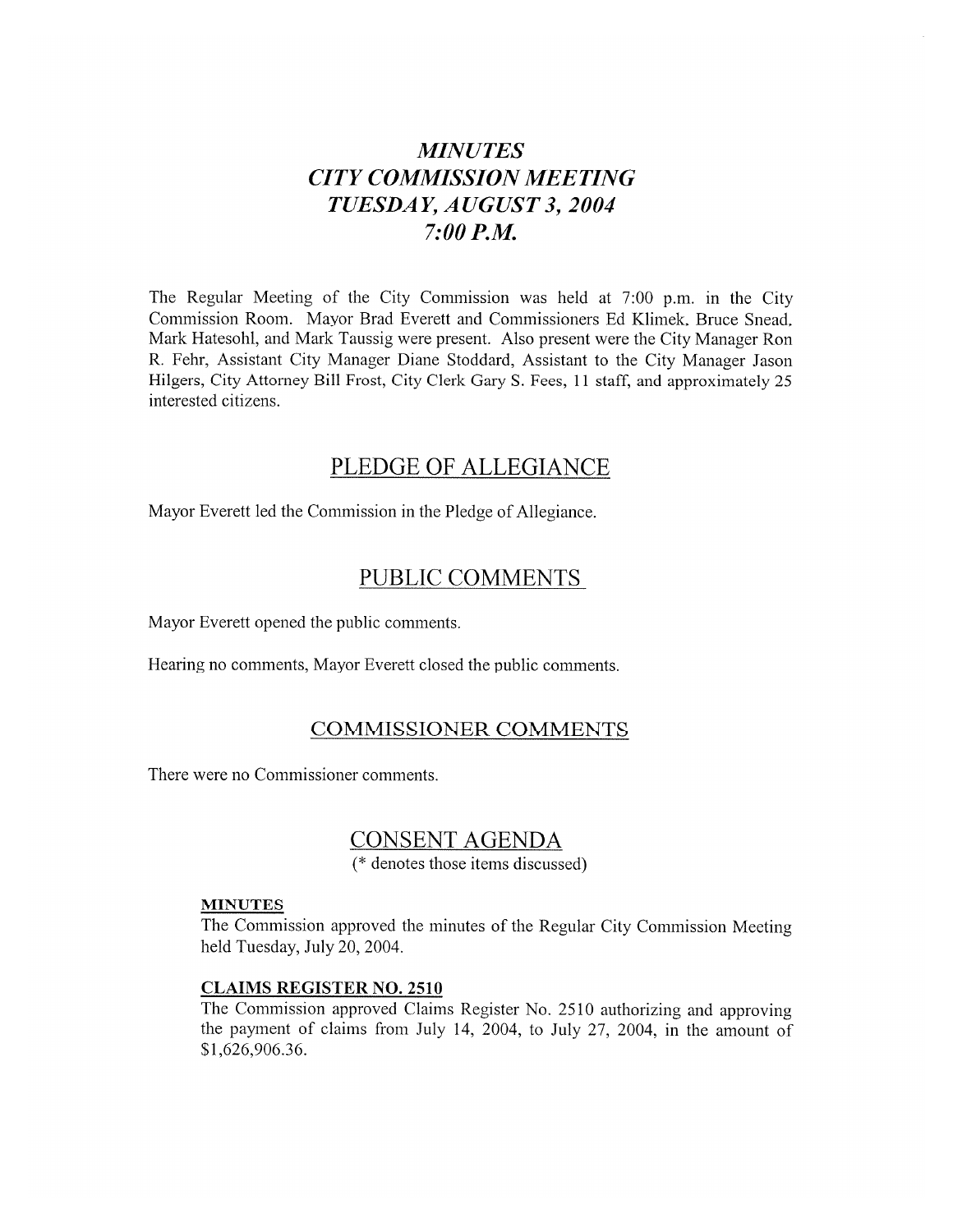# *MINUTES*
# *CITY COMMISSION MEETING*
# *TUESDAY, AUGUST 3, 2004*
# *7:00 P.M.*

The Regular Meeting of the City Commission was held at 7:00 p.m. in the City Commission Room. Mayor Brad Everett and Commissioners Ed Klimek, Bruce Snead, Mark Hatesohl, and Mark Taussig were present. Also present were the City Manager Ron R. Fehr, Assistant City Manager Diane Stoddard, Assistant to the City Manager Jason Hilgers, City Attorney Bill Frost, City Clerk Gary S. Fees, 11 staff, and approximately 25 interested citizens.

## PLEDGE OF ALLEGIANCE

Mayor Everett led the Commission in the Pledge of Allegiance.

## PUBLIC COMMENTS

Mayor Everett opened the public comments.

Hearing no comments, Mayor Everett closed the public comments.

## COMMISSIONER COMMENTS

There were no Commissioner comments.

## CONSENT AGENDA

(* denotes those items discussed)

**MINUTES**

The Commission approved the minutes of the Regular City Commission Meeting held Tuesday, July 20, 2004.

**CLAIMS REGISTER NO. 2510**

The Commission approved Claims Register No. 2510 authorizing and approving the payment of claims from July 14, 2004, to July 27, 2004, in the amount of $1,626,906.36.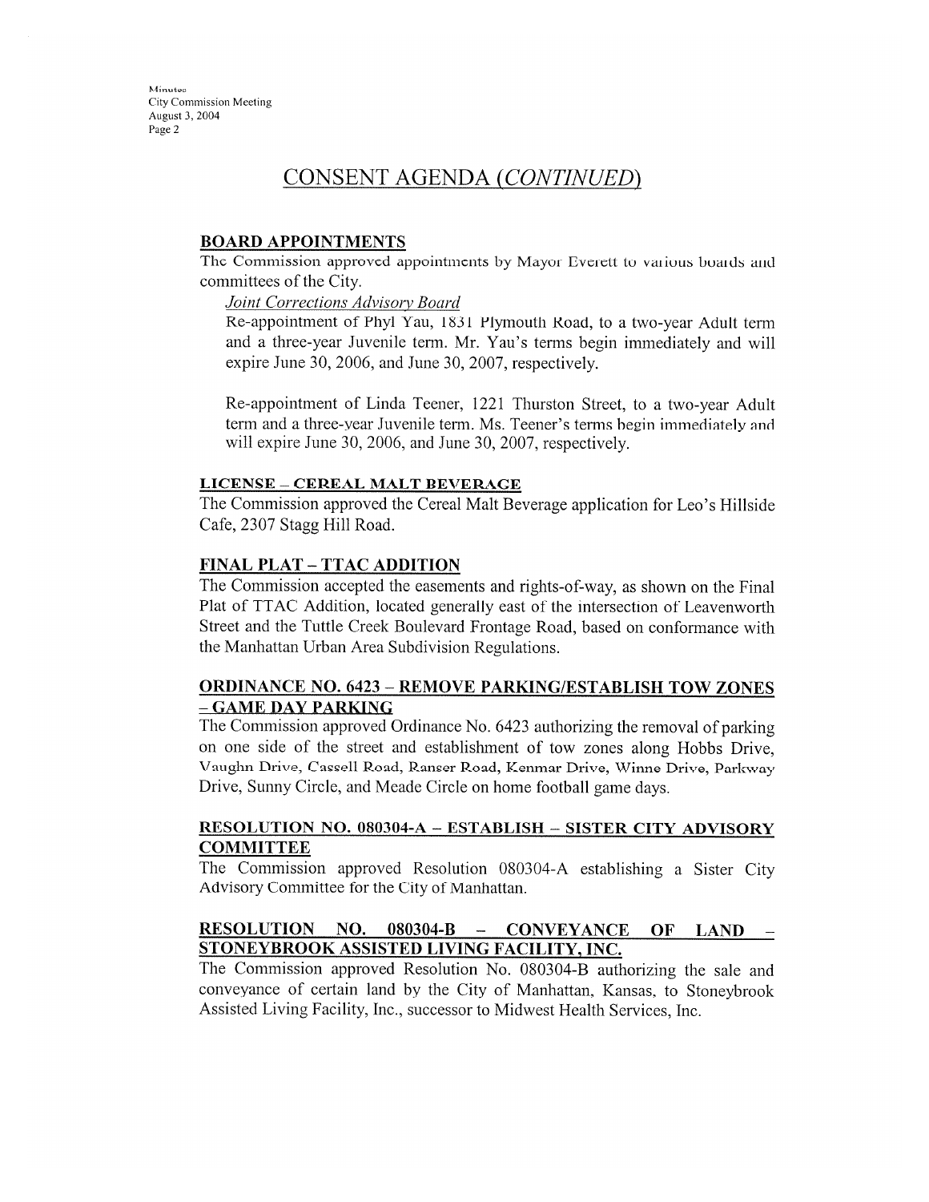# CONSENT AGENDA *(CONTINUED)*

## BOARD APPOINTMENTS

The Commission approved appointments by Mayor Everett to various boards and committees of the City.

*Joint Corrections Advisory Board*

Re-appointment of Phyl Yau, 1831 Plymouth Road, to a two-year Adult term and a three-year Juvenile term. Mr. Yau's terms begin immediately and will expire June 30, 2006, and June 30, 2007, respectively.

Re-appointment of Linda Teener, 1221 Thurston Street, to a two-year Adult term and a three-year Juvenile term. Ms. Teener's terms begin immediately and will expire June 30, 2006, and June 30, 2007, respectively.

## LICENSE – CEREAL MALT BEVERAGE

The Commission approved the Cereal Malt Beverage application for Leo's Hillside Cafe, 2307 Stagg Hill Road.

## FINAL PLAT – TTAC ADDITION

The Commission accepted the easements and rights-of-way, as shown on the Final Plat of TTAC Addition, located generally east of the intersection of Leavenworth Street and the Tuttle Creek Boulevard Frontage Road, based on conformance with the Manhattan Urban Area Subdivision Regulations.

## ORDINANCE NO. 6423 – REMOVE PARKING/ESTABLISH TOW ZONES – GAME DAY PARKING

The Commission approved Ordinance No. 6423 authorizing the removal of parking on one side of the street and establishment of tow zones along Hobbs Drive, Vaughn Drive, Cassell Road, Ranser Road, Kenmar Drive, Winne Drive, Parkway Drive, Sunny Circle, and Meade Circle on home football game days.

## RESOLUTION NO. 080304-A – ESTABLISH – SISTER CITY ADVISORY COMMITTEE

The Commission approved Resolution 080304-A establishing a Sister City Advisory Committee for the City of Manhattan.

## RESOLUTION NO. 080304-B – CONVEYANCE OF LAND – STONEYBROOK ASSISTED LIVING FACILITY, INC.

The Commission approved Resolution No. 080304-B authorizing the sale and conveyance of certain land by the City of Manhattan, Kansas, to Stoneybrook Assisted Living Facility, Inc., successor to Midwest Health Services, Inc.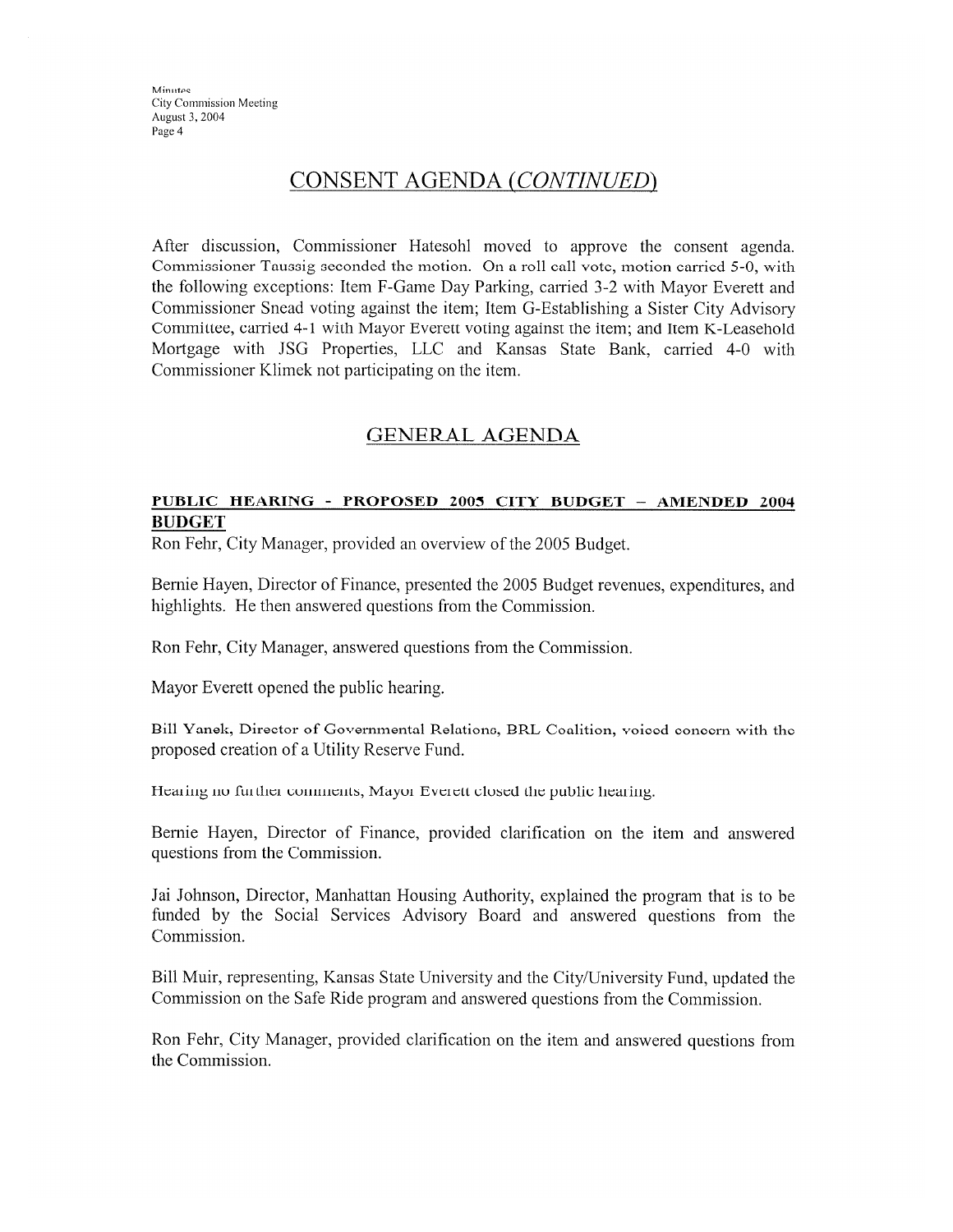## CONSENT AGENDA *(CONTINUED)*

After discussion, Commissioner Hatesohl moved to approve the consent agenda. Commissioner Taussig seconded the motion. On a roll call vote, motion carried 5-0, with the following exceptions: Item F-Game Day Parking, carried 3-2 with Mayor Everett and Commissioner Snead voting against the item; Item G-Establishing a Sister City Advisory Committee, carried 4-1 with Mayor Everett voting against the item; and Item K-Leasehold Mortgage with JSG Properties, LLC and Kansas State Bank, carried 4-0 with Commissioner Klimek not participating on the item.

## GENERAL AGENDA

### PUBLIC HEARING - PROPOSED 2005 CITY BUDGET – AMENDED 2004 BUDGET

Ron Fehr, City Manager, provided an overview of the 2005 Budget.

Bernie Hayen, Director of Finance, presented the 2005 Budget revenues, expenditures, and highlights. He then answered questions from the Commission.

Ron Fehr, City Manager, answered questions from the Commission.

Mayor Everett opened the public hearing.

Bill Yanek, Director of Governmental Relations, BRL Coalition, voiced concern with the proposed creation of a Utility Reserve Fund.

Hearing no further comments, Mayor Everett closed the public hearing.

Bernie Hayen, Director of Finance, provided clarification on the item and answered questions from the Commission.

Jai Johnson, Director, Manhattan Housing Authority, explained the program that is to be funded by the Social Services Advisory Board and answered questions from the Commission.

Bill Muir, representing, Kansas State University and the City/University Fund, updated the Commission on the Safe Ride program and answered questions from the Commission.

Ron Fehr, City Manager, provided clarification on the item and answered questions from the Commission.